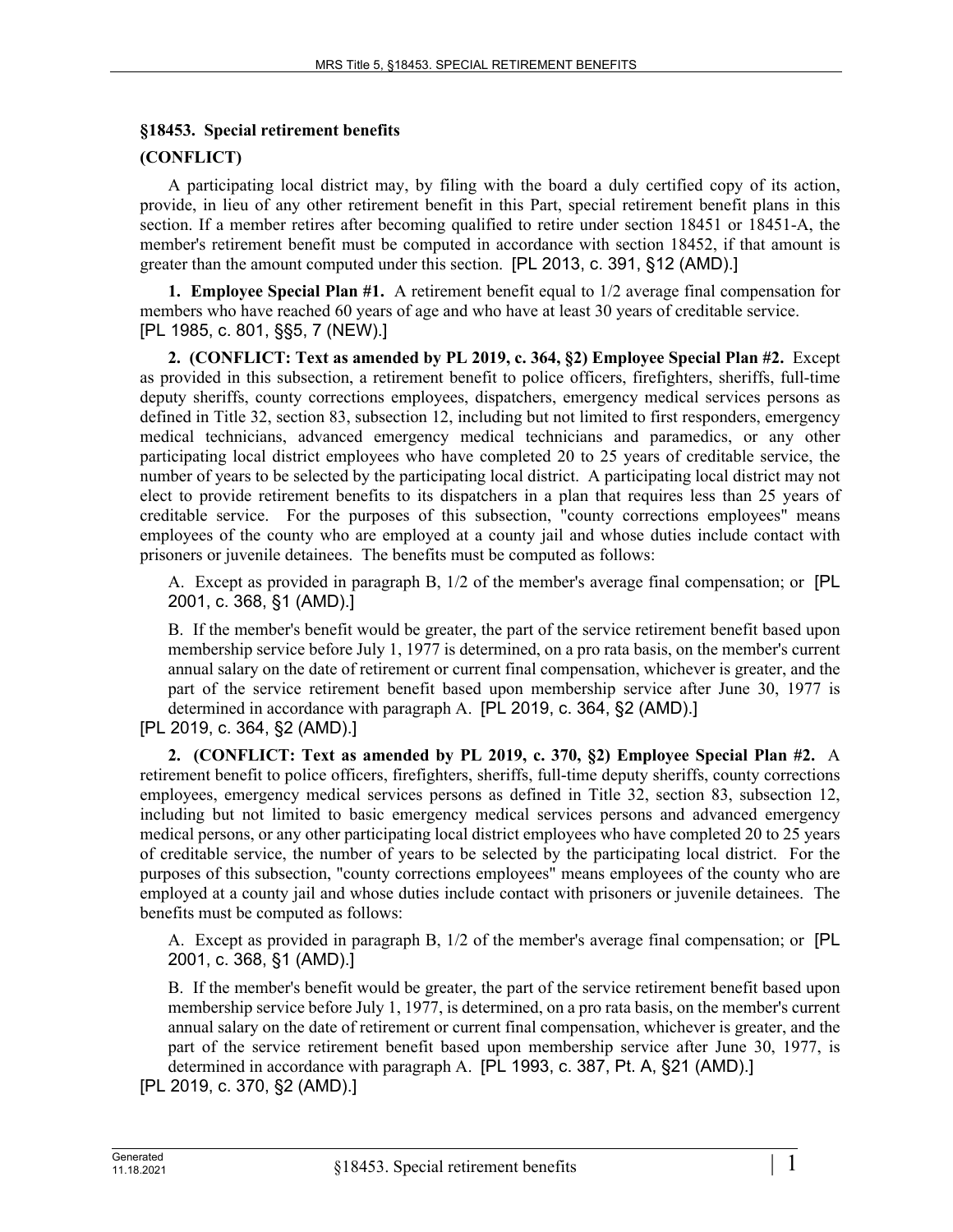## §18453. Special retirement benefits

**(CONFLICT)**

A participating local district may, by filing with the board a duly certified copy of its action, provide, in lieu of any other retirement benefit in this Part, special retirement benefit plans in this section. If a member retires after becoming qualified to retire under section 18451 or 18451-A, the member's retirement benefit must be computed in accordance with section 18452, if that amount is greater than the amount computed under this section. [PL 2013, c. 391, §12 (AMD).]

**1. Employee Special Plan #1.** A retirement benefit equal to 1/2 average final compensation for members who have reached 60 years of age and who have at least 30 years of creditable service. [PL 1985, c. 801, §§5, 7 (NEW).]

**2. (CONFLICT: Text as amended by PL 2019, c. 364, §2) Employee Special Plan #2.** Except as provided in this subsection, a retirement benefit to police officers, firefighters, sheriffs, full-time deputy sheriffs, county corrections employees, dispatchers, emergency medical services persons as defined in Title 32, section 83, subsection 12, including but not limited to first responders, emergency medical technicians, advanced emergency medical technicians and paramedics, or any other participating local district employees who have completed 20 to 25 years of creditable service, the number of years to be selected by the participating local district. A participating local district may not elect to provide retirement benefits to its dispatchers in a plan that requires less than 25 years of creditable service. For the purposes of this subsection, "county corrections employees" means employees of the county who are employed at a county jail and whose duties include contact with prisoners or juvenile detainees. The benefits must be computed as follows:

A. Except as provided in paragraph B, 1/2 of the member's average final compensation; or [PL 2001, c. 368, §1 (AMD).]

B. If the member's benefit would be greater, the part of the service retirement benefit based upon membership service before July 1, 1977 is determined, on a pro rata basis, on the member's current annual salary on the date of retirement or current final compensation, whichever is greater, and the part of the service retirement benefit based upon membership service after June 30, 1977 is determined in accordance with paragraph A. [PL 2019, c. 364, §2 (AMD).]

[PL 2019, c. 364, §2 (AMD).]

**2. (CONFLICT: Text as amended by PL 2019, c. 370, §2) Employee Special Plan #2.** A retirement benefit to police officers, firefighters, sheriffs, full-time deputy sheriffs, county corrections employees, emergency medical services persons as defined in Title 32, section 83, subsection 12, including but not limited to basic emergency medical services persons and advanced emergency medical persons, or any other participating local district employees who have completed 20 to 25 years of creditable service, the number of years to be selected by the participating local district. For the purposes of this subsection, "county corrections employees" means employees of the county who are employed at a county jail and whose duties include contact with prisoners or juvenile detainees. The benefits must be computed as follows:

A. Except as provided in paragraph B, 1/2 of the member's average final compensation; or [PL 2001, c. 368, §1 (AMD).]

B. If the member's benefit would be greater, the part of the service retirement benefit based upon membership service before July 1, 1977, is determined, on a pro rata basis, on the member's current annual salary on the date of retirement or current final compensation, whichever is greater, and the part of the service retirement benefit based upon membership service after June 30, 1977, is determined in accordance with paragraph A. [PL 1993, c. 387, Pt. A, §21 (AMD).]

[PL 2019, c. 370, §2 (AMD).]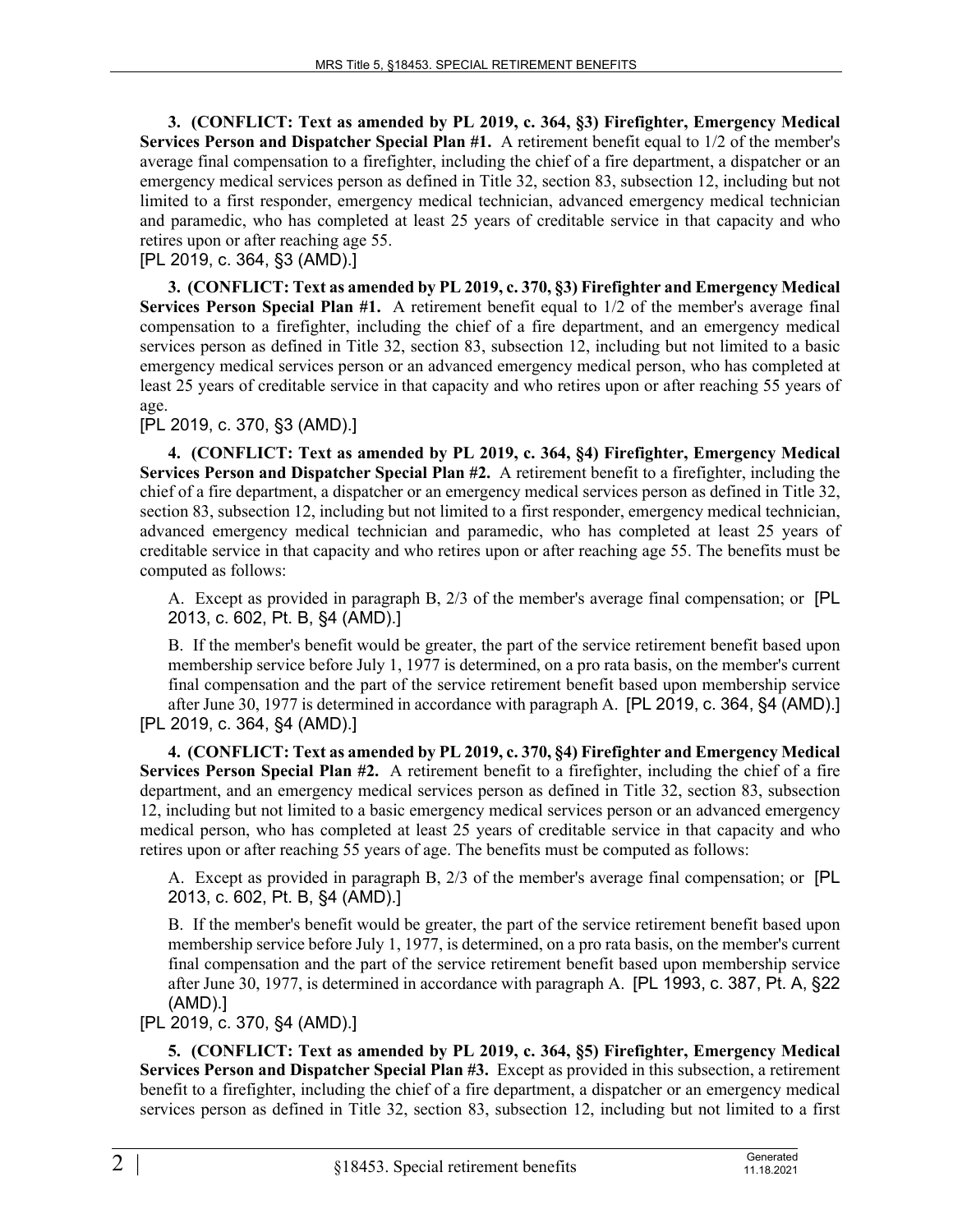**3. (CONFLICT: Text as amended by PL 2019, c. 364, §3) Firefighter, Emergency Medical Services Person and Dispatcher Special Plan #1.** A retirement benefit equal to 1/2 of the member's average final compensation to a firefighter, including the chief of a fire department, a dispatcher or an emergency medical services person as defined in Title 32, section 83, subsection 12, including but not limited to a first responder, emergency medical technician, advanced emergency medical technician and paramedic, who has completed at least 25 years of creditable service in that capacity and who retires upon or after reaching age 55.

[PL 2019, c. 364, §3 (AMD).]

**3. (CONFLICT: Text as amended by PL 2019, c. 370, §3) Firefighter and Emergency Medical Services Person Special Plan #1.** A retirement benefit equal to 1/2 of the member's average final compensation to a firefighter, including the chief of a fire department, and an emergency medical services person as defined in Title 32, section 83, subsection 12, including but not limited to a basic emergency medical services person or an advanced emergency medical person, who has completed at least 25 years of creditable service in that capacity and who retires upon or after reaching 55 years of age.

[PL 2019, c. 370, §3 (AMD).]

**4. (CONFLICT: Text as amended by PL 2019, c. 364, §4) Firefighter, Emergency Medical Services Person and Dispatcher Special Plan #2.** A retirement benefit to a firefighter, including the chief of a fire department, a dispatcher or an emergency medical services person as defined in Title 32, section 83, subsection 12, including but not limited to a first responder, emergency medical technician, advanced emergency medical technician and paramedic, who has completed at least 25 years of creditable service in that capacity and who retires upon or after reaching age 55. The benefits must be computed as follows:

A. Except as provided in paragraph B, 2/3 of the member's average final compensation; or [PL 2013, c. 602, Pt. B, §4 (AMD).]

B. If the member's benefit would be greater, the part of the service retirement benefit based upon membership service before July 1, 1977 is determined, on a pro rata basis, on the member's current final compensation and the part of the service retirement benefit based upon membership service after June 30, 1977 is determined in accordance with paragraph A. [PL 2019, c. 364, §4 (AMD).]

[PL 2019, c. 364, §4 (AMD).]

**4. (CONFLICT: Text as amended by PL 2019, c. 370, §4) Firefighter and Emergency Medical Services Person Special Plan #2.** A retirement benefit to a firefighter, including the chief of a fire department, and an emergency medical services person as defined in Title 32, section 83, subsection 12, including but not limited to a basic emergency medical services person or an advanced emergency medical person, who has completed at least 25 years of creditable service in that capacity and who retires upon or after reaching 55 years of age. The benefits must be computed as follows:

A. Except as provided in paragraph B, 2/3 of the member's average final compensation; or [PL 2013, c. 602, Pt. B, §4 (AMD).]

B. If the member's benefit would be greater, the part of the service retirement benefit based upon membership service before July 1, 1977, is determined, on a pro rata basis, on the member's current final compensation and the part of the service retirement benefit based upon membership service after June 30, 1977, is determined in accordance with paragraph A. [PL 1993, c. 387, Pt. A, §22 (AMD).]

[PL 2019, c. 370, §4 (AMD).]

**5. (CONFLICT: Text as amended by PL 2019, c. 364, §5) Firefighter, Emergency Medical Services Person and Dispatcher Special Plan #3.** Except as provided in this subsection, a retirement benefit to a firefighter, including the chief of a fire department, a dispatcher or an emergency medical services person as defined in Title 32, section 83, subsection 12, including but not limited to a first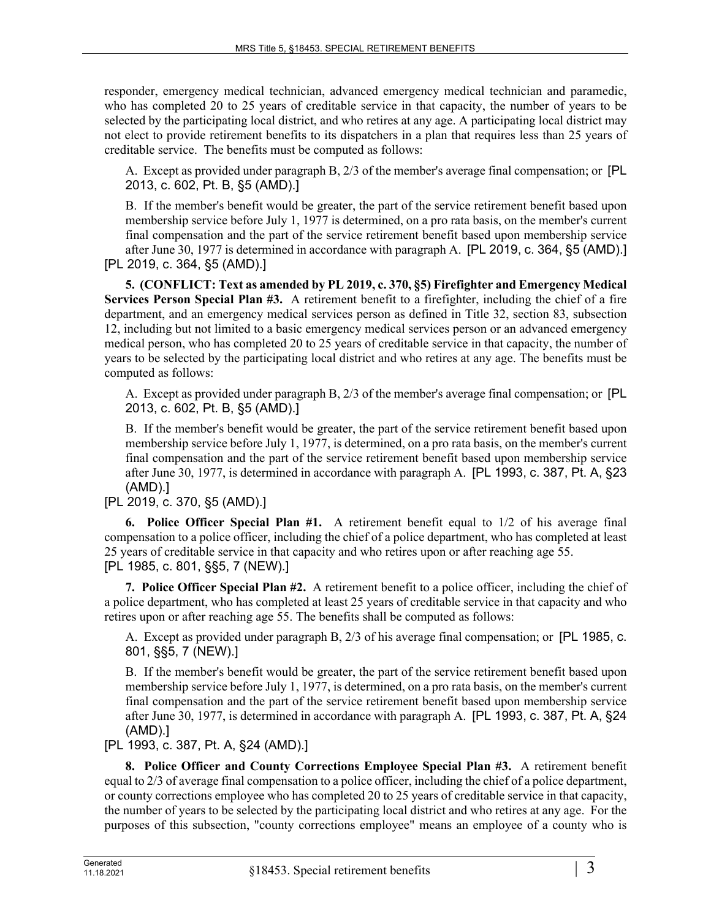responder, emergency medical technician, advanced emergency medical technician and paramedic, who has completed 20 to 25 years of creditable service in that capacity, the number of years to be selected by the participating local district, and who retires at any age. A participating local district may not elect to provide retirement benefits to its dispatchers in a plan that requires less than 25 years of creditable service. The benefits must be computed as follows:

A. Except as provided under paragraph B, 2/3 of the member's average final compensation; or [PL 2013, c. 602, Pt. B, §5 (AMD).]

B. If the member's benefit would be greater, the part of the service retirement benefit based upon membership service before July 1, 1977 is determined, on a pro rata basis, on the member's current final compensation and the part of the service retirement benefit based upon membership service after June 30, 1977 is determined in accordance with paragraph A. [PL 2019, c. 364, §5 (AMD).]

[PL 2019, c. 364, §5 (AMD).]

**5. (CONFLICT: Text as amended by PL 2019, c. 370, §5) Firefighter and Emergency Medical Services Person Special Plan #3.** A retirement benefit to a firefighter, including the chief of a fire department, and an emergency medical services person as defined in Title 32, section 83, subsection 12, including but not limited to a basic emergency medical services person or an advanced emergency medical person, who has completed 20 to 25 years of creditable service in that capacity, the number of years to be selected by the participating local district and who retires at any age. The benefits must be computed as follows:

A. Except as provided under paragraph B, 2/3 of the member's average final compensation; or [PL 2013, c. 602, Pt. B, §5 (AMD).]

B. If the member's benefit would be greater, the part of the service retirement benefit based upon membership service before July 1, 1977, is determined, on a pro rata basis, on the member's current final compensation and the part of the service retirement benefit based upon membership service after June 30, 1977, is determined in accordance with paragraph A. [PL 1993, c. 387, Pt. A, §23 (AMD).]

[PL 2019, c. 370, §5 (AMD).]

**6. Police Officer Special Plan #1.** A retirement benefit equal to 1/2 of his average final compensation to a police officer, including the chief of a police department, who has completed at least 25 years of creditable service in that capacity and who retires upon or after reaching age 55.

[PL 1985, c. 801, §§5, 7 (NEW).]

**7. Police Officer Special Plan #2.** A retirement benefit to a police officer, including the chief of a police department, who has completed at least 25 years of creditable service in that capacity and who retires upon or after reaching age 55. The benefits shall be computed as follows:

A. Except as provided under paragraph B, 2/3 of his average final compensation; or [PL 1985, c. 801, §§5, 7 (NEW).]

B. If the member's benefit would be greater, the part of the service retirement benefit based upon membership service before July 1, 1977, is determined, on a pro rata basis, on the member's current final compensation and the part of the service retirement benefit based upon membership service after June 30, 1977, is determined in accordance with paragraph A. [PL 1993, c. 387, Pt. A, §24 (AMD).]

[PL 1993, c. 387, Pt. A, §24 (AMD).]

**8. Police Officer and County Corrections Employee Special Plan #3.** A retirement benefit equal to 2/3 of average final compensation to a police officer, including the chief of a police department, or county corrections employee who has completed 20 to 25 years of creditable service in that capacity, the number of years to be selected by the participating local district and who retires at any age. For the purposes of this subsection, "county corrections employee" means an employee of a county who is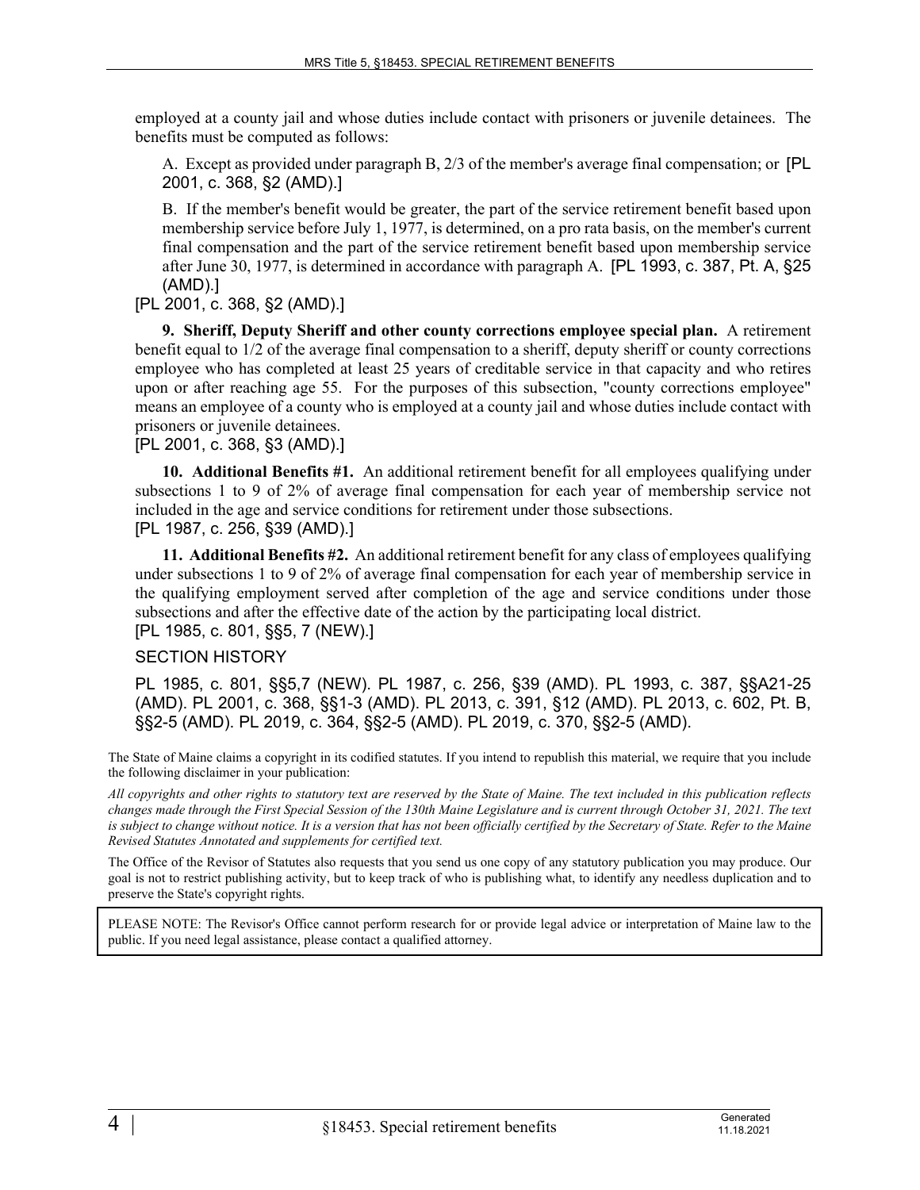employed at a county jail and whose duties include contact with prisoners or juvenile detainees. The benefits must be computed as follows:

A. Except as provided under paragraph B, 2/3 of the member's average final compensation; or [PL 2001, c. 368, §2 (AMD).]

B. If the member's benefit would be greater, the part of the service retirement benefit based upon membership service before July 1, 1977, is determined, on a pro rata basis, on the member's current final compensation and the part of the service retirement benefit based upon membership service after June 30, 1977, is determined in accordance with paragraph A. [PL 1993, c. 387, Pt. A, §25 (AMD).]

[PL 2001, c. 368, §2 (AMD).]

**9. Sheriff, Deputy Sheriff and other county corrections employee special plan.** A retirement benefit equal to 1/2 of the average final compensation to a sheriff, deputy sheriff or county corrections employee who has completed at least 25 years of creditable service in that capacity and who retires upon or after reaching age 55. For the purposes of this subsection, "county corrections employee" means an employee of a county who is employed at a county jail and whose duties include contact with prisoners or juvenile detainees.

[PL 2001, c. 368, §3 (AMD).]

**10. Additional Benefits #1.** An additional retirement benefit for all employees qualifying under subsections 1 to 9 of 2% of average final compensation for each year of membership service not included in the age and service conditions for retirement under those subsections.

[PL 1987, c. 256, §39 (AMD).]

**11. Additional Benefits #2.** An additional retirement benefit for any class of employees qualifying under subsections 1 to 9 of 2% of average final compensation for each year of membership service in the qualifying employment served after completion of the age and service conditions under those subsections and after the effective date of the action by the participating local district.

[PL 1985, c. 801, §§5, 7 (NEW).]

SECTION HISTORY

PL 1985, c. 801, §§5,7 (NEW). PL 1987, c. 256, §39 (AMD). PL 1993, c. 387, §§A21-25 (AMD). PL 2001, c. 368, §§1-3 (AMD). PL 2013, c. 391, §12 (AMD). PL 2013, c. 602, Pt. B, §§2-5 (AMD). PL 2019, c. 364, §§2-5 (AMD). PL 2019, c. 370, §§2-5 (AMD).

The State of Maine claims a copyright in its codified statutes. If you intend to republish this material, we require that you include the following disclaimer in your publication:

*All copyrights and other rights to statutory text are reserved by the State of Maine. The text included in this publication reflects changes made through the First Special Session of the 130th Maine Legislature and is current through October 31, 2021. The text is subject to change without notice. It is a version that has not been officially certified by the Secretary of State. Refer to the Maine Revised Statutes Annotated and supplements for certified text.*

The Office of the Revisor of Statutes also requests that you send us one copy of any statutory publication you may produce. Our goal is not to restrict publishing activity, but to keep track of who is publishing what, to identify any needless duplication and to preserve the State's copyright rights.

PLEASE NOTE: The Revisor's Office cannot perform research for or provide legal advice or interpretation of Maine law to the public. If you need legal assistance, please contact a qualified attorney.